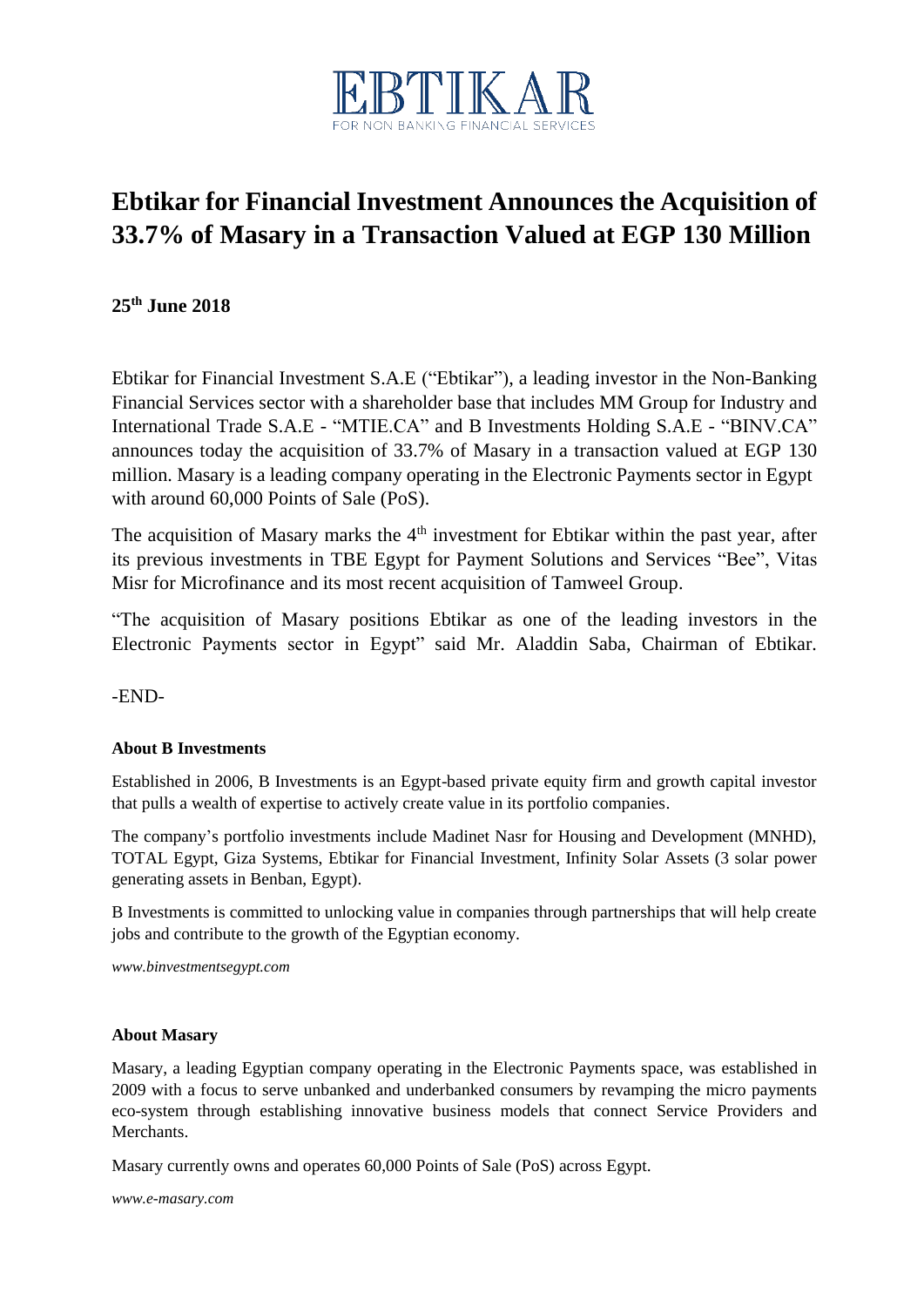EBTIKAR

FOR NON BANKING FINANCIAL SERVICES

# Ebtikar for Financial Investment Announces the Acquisition of 33.7% of Masary in a Transaction Valued at EGP 130 Million

**25th June 2018**

Ebtikar for Financial Investment S.A.E ("Ebtikar"), a leading investor in the Non-Banking Financial Services sector with a shareholder base that includes MM Group for Industry and International Trade S.A.E - "MTIE.CA" and B Investments Holding S.A.E - "BINV.CA" announces today the acquisition of 33.7% of Masary in a transaction valued at EGP 130 million. Masary is a leading company operating in the Electronic Payments sector in Egypt with around 60,000 Points of Sale (PoS).

The acquisition of Masary marks the 4th investment for Ebtikar within the past year, after its previous investments in TBE Egypt for Payment Solutions and Services "Bee", Vitas Misr for Microfinance and its most recent acquisition of Tamweel Group.

"The acquisition of Masary positions Ebtikar as one of the leading investors in the Electronic Payments sector in Egypt" said Mr. Aladdin Saba, Chairman of Ebtikar.

-END-

**About B Investments**

Established in 2006, B Investments is an Egypt-based private equity firm and growth capital investor that pulls a wealth of expertise to actively create value in its portfolio companies.

The company's portfolio investments include Madinet Nasr for Housing and Development (MNHD), TOTAL Egypt, Giza Systems, Ebtikar for Financial Investment, Infinity Solar Assets (3 solar power generating assets in Benban, Egypt).

B Investments is committed to unlocking value in companies through partnerships that will help create jobs and contribute to the growth of the Egyptian economy.

*www.binvestmentsegypt.com*

**About Masary**

Masary, a leading Egyptian company operating in the Electronic Payments space, was established in 2009 with a focus to serve unbanked and underbanked consumers by revamping the micro payments eco-system through establishing innovative business models that connect Service Providers and Merchants.

Masary currently owns and operates 60,000 Points of Sale (PoS) across Egypt.

*www.e-masary.com*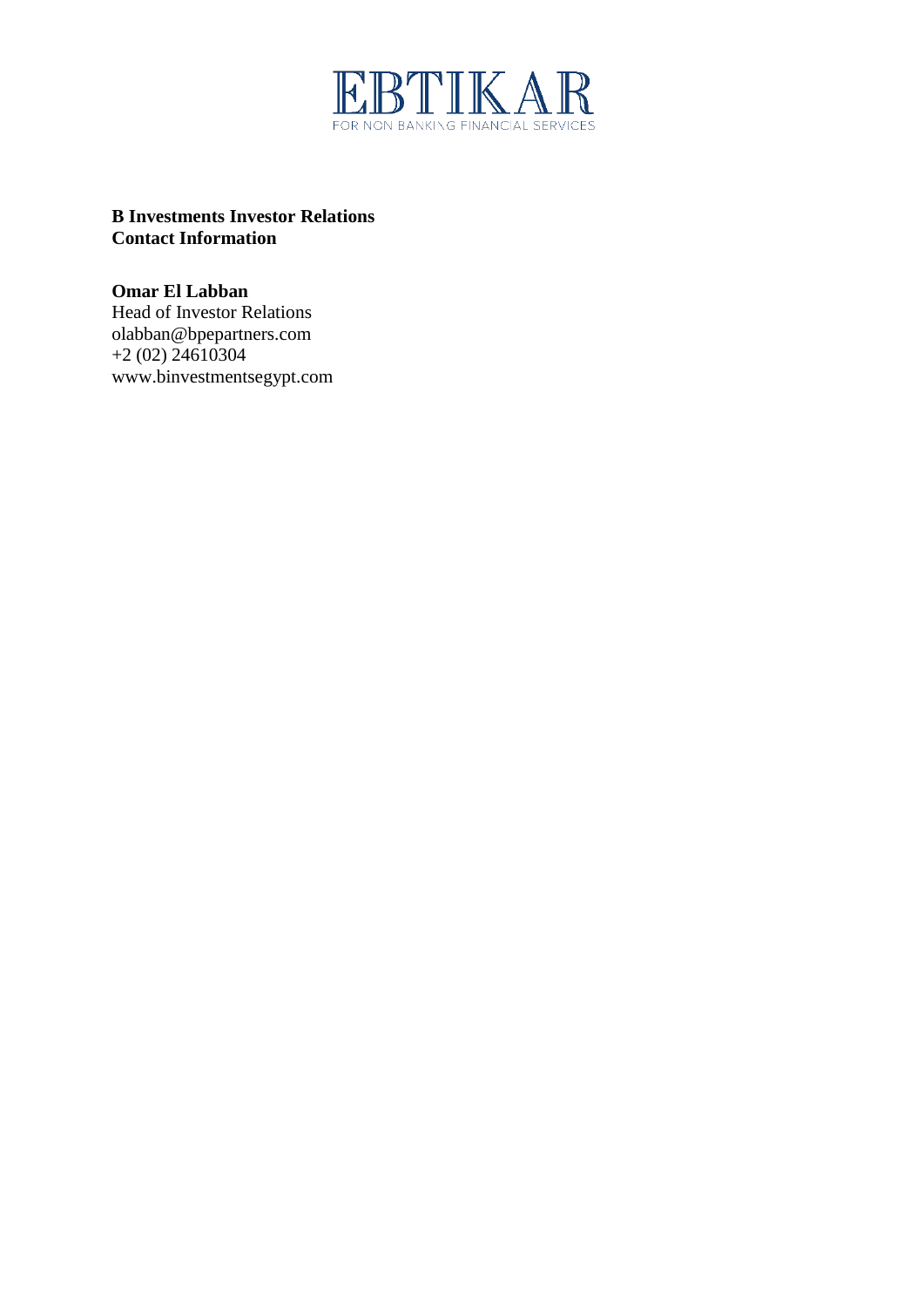EBTIKAR

FOR NON BANKING FINANCIAL SERVICES

**B Investments Investor Relations**
**Contact Information**

**Omar El Labban**
Head of Investor Relations
olabban@bpepartners.com
+2 (02) 24610304
www.binvestmentsegypt.com